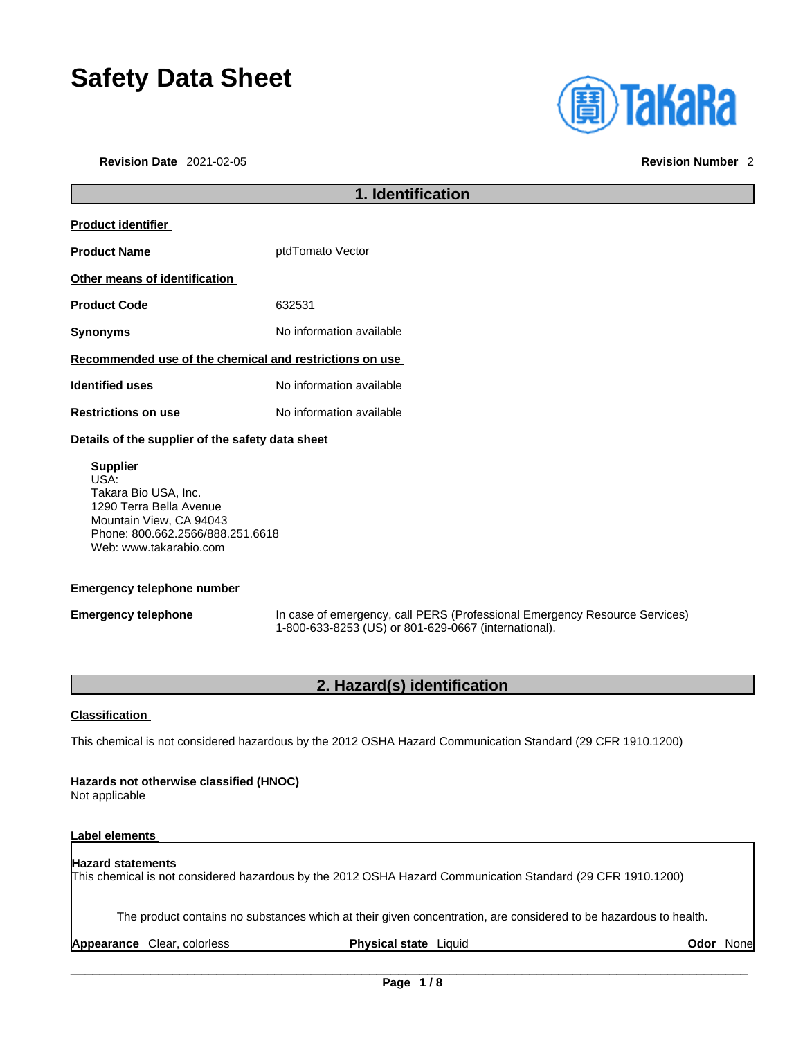# Safety Data Sheet

**Revision Date** 2021-02-05 **Revision Number** 2

## 1. Identification

**Product identifier**

**Product Name** ptdTomato Vector

**Other means of identification**

**Product Code** 632531

**Synonyms** No information available

**Recommended use of the chemical and restrictions on use**

**Identified uses** No information available

**Restrictions on use** No information available

**Details of the supplier of the safety data sheet**

**Supplier**
USA:
Takara Bio USA, Inc.
1290 Terra Bella Avenue
Mountain View, CA 94043
Phone: 800.662.2566/888.251.6618
Web: www.takarabio.com

**Emergency telephone number**

**Emergency telephone** In case of emergency, call PERS (Professional Emergency Resource Services) 1-800-633-8253 (US) or 801-629-0667 (international).

## 2. Hazard(s) identification

**Classification**

This chemical is not considered hazardous by the 2012 OSHA Hazard Communication Standard (29 CFR 1910.1200)

**Hazards not otherwise classified (HNOC)**
Not applicable

**Label elements**

**Hazard statements**
This chemical is not considered hazardous by the 2012 OSHA Hazard Communication Standard (29 CFR 1910.1200)

The product contains no substances which at their given concentration, are considered to be hazardous to health.

**Appearance** Clear, colorless **Physical state** Liquid **Odor** None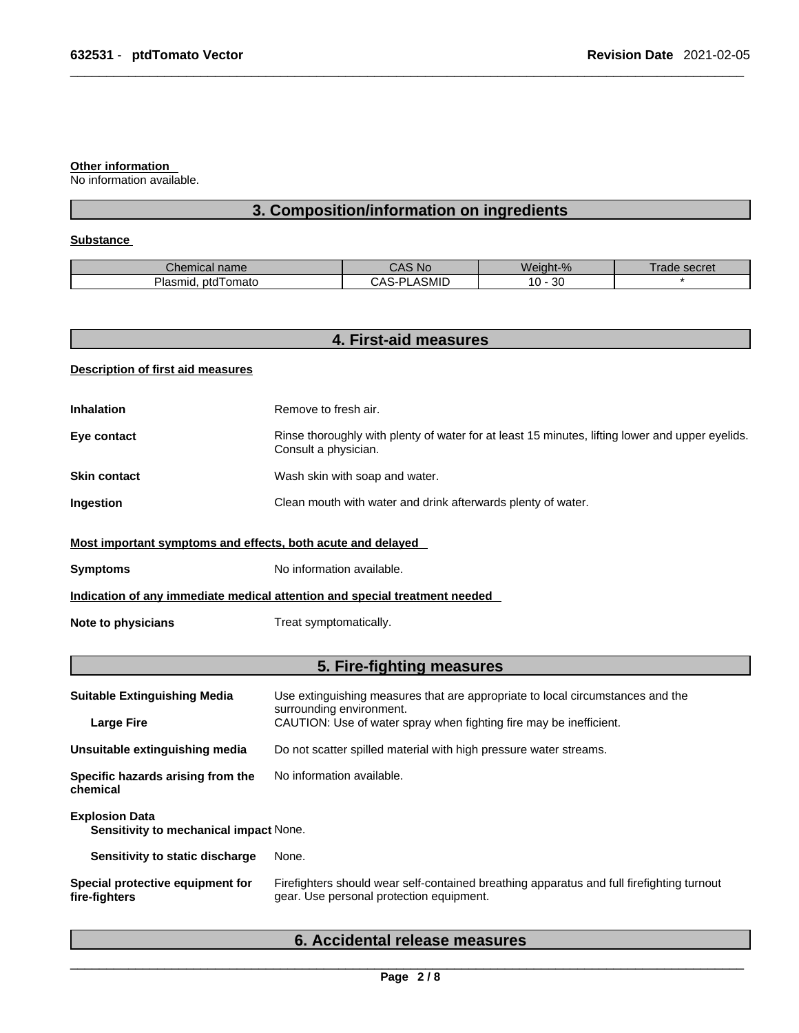**Other information**
No information available.

## 3. Composition/information on ingredients

**Substance**

| Chemical name | CAS No | Weight-% | Trade secret |
| --- | --- | --- | --- |
| Plasmid, ptdTomato | CAS-PLASMID | 10 - 30 | * |

## 4. First-aid measures

**Description of first aid measures**

**Inhalation** Remove to fresh air.

**Eye contact** Rinse thoroughly with plenty of water for at least 15 minutes, lifting lower and upper eyelids. Consult a physician.

**Skin contact** Wash skin with soap and water.

**Ingestion** Clean mouth with water and drink afterwards plenty of water.

**Most important symptoms and effects, both acute and delayed**

**Symptoms** No information available.

**Indication of any immediate medical attention and special treatment needed**

**Note to physicians** Treat symptomatically.

## 5. Fire-fighting measures

**Suitable Extinguishing Media** Use extinguishing measures that are appropriate to local circumstances and the surrounding environment.

**Large Fire** CAUTION: Use of water spray when fighting fire may be inefficient.

**Unsuitable extinguishing media** Do not scatter spilled material with high pressure water streams.

**Specific hazards arising from the chemical** No information available.

**Explosion Data**

**Sensitivity to mechanical impact** None.

**Sensitivity to static discharge** None.

**Special protective equipment for fire-fighters** Firefighters should wear self-contained breathing apparatus and full firefighting turnout gear. Use personal protection equipment.

## 6. Accidental release measures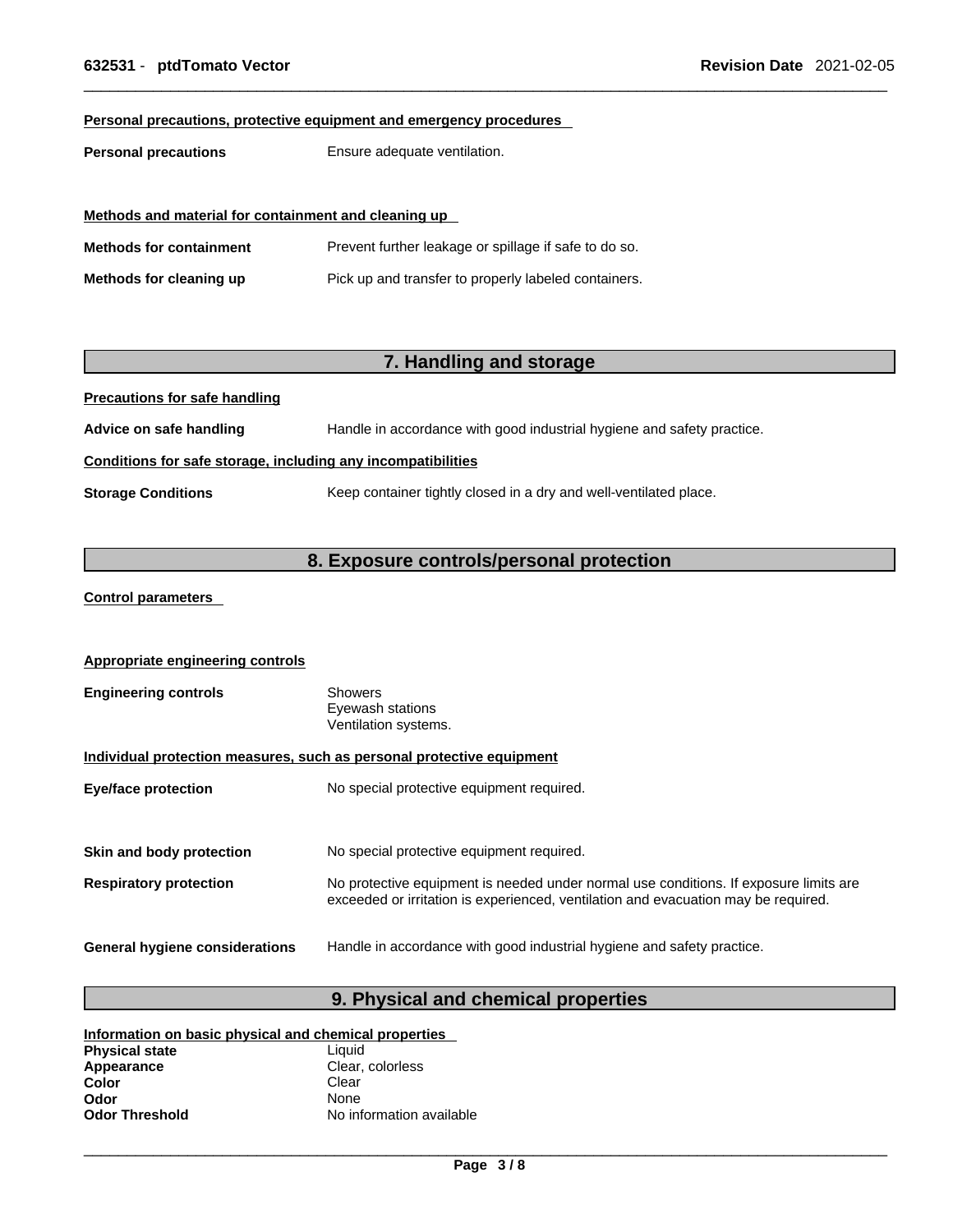**Personal precautions, protective equipment and emergency procedures**

**Personal precautions** Ensure adequate ventilation.

**Methods and material for containment and cleaning up**

**Methods for containment** Prevent further leakage or spillage if safe to do so.

**Methods for cleaning up** Pick up and transfer to properly labeled containers.

## 7. Handling and storage

**Precautions for safe handling**

**Advice on safe handling** Handle in accordance with good industrial hygiene and safety practice.

**Conditions for safe storage, including any incompatibilities**

**Storage Conditions** Keep container tightly closed in a dry and well-ventilated place.

## 8. Exposure controls/personal protection

**Control parameters**

**Appropriate engineering controls**

**Engineering controls** Showers
Eyewash stations
Ventilation systems.

**Individual protection measures, such as personal protective equipment**

**Eye/face protection** No special protective equipment required.

**Skin and body protection** No special protective equipment required.

**Respiratory protection** No protective equipment is needed under normal use conditions. If exposure limits are exceeded or irritation is experienced, ventilation and evacuation may be required.

**General hygiene considerations** Handle in accordance with good industrial hygiene and safety practice.

## 9. Physical and chemical properties

**Information on basic physical and chemical properties**

**Physical state** Liquid
**Appearance** Clear, colorless
**Color** Clear
**Odor** None
**Odor Threshold** No information available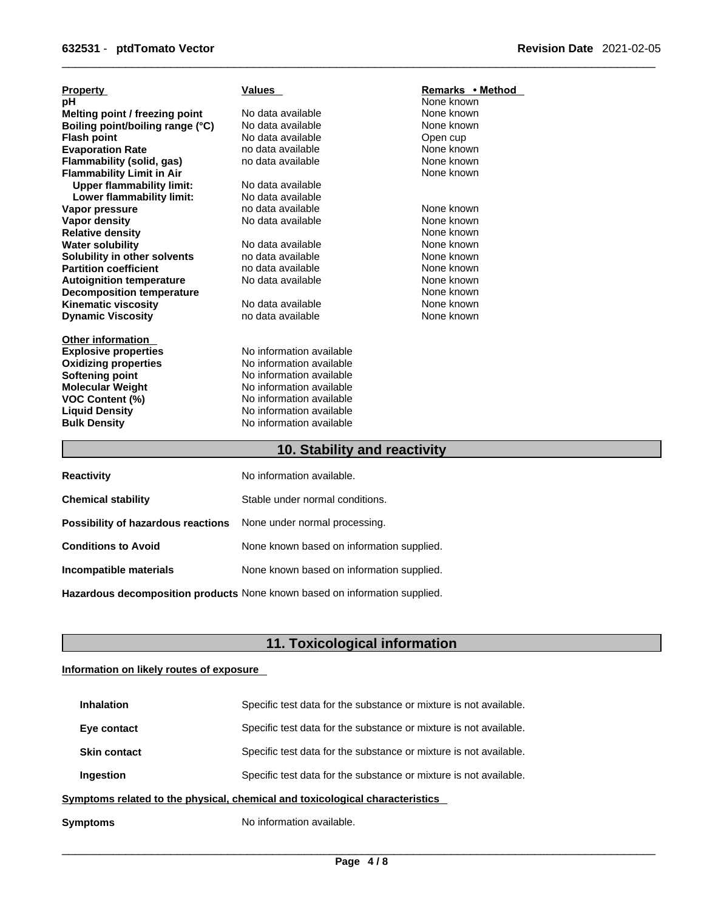| Property | Values | Remarks • Method |
| --- | --- | --- |
| pH | | None known |
| Melting point / freezing point | No data available | None known |
| Boiling point/boiling range (°C) | No data available | None known |
| Flash point | No data available | Open cup |
| Evaporation Rate | no data available | None known |
| Flammability (solid, gas) | no data available | None known |
| Flammability Limit in Air | | None known |
| Upper flammability limit: | No data available | |
| Lower flammability limit: | No data available | |
| Vapor pressure | no data available | None known |
| Vapor density | No data available | None known |
| Relative density | | None known |
| Water solubility | No data available | None known |
| Solubility in other solvents | no data available | None known |
| Partition coefficient | no data available | None known |
| Autoignition temperature | No data available | None known |
| Decomposition temperature | | None known |
| Kinematic viscosity | No data available | None known |
| Dynamic Viscosity | no data available | None known |

**Other information**

| | |
| --- | --- |
| **Explosive properties** | No information available |
| **Oxidizing properties** | No information available |
| **Softening point** | No information available |
| **Molecular Weight** | No information available |
| **VOC Content (%)** | No information available |
| **Liquid Density** | No information available |
| **Bulk Density** | No information available |

## 10. Stability and reactivity

| | |
| --- | --- |
| **Reactivity** | No information available. |
| **Chemical stability** | Stable under normal conditions. |
| **Possibility of hazardous reactions** | None under normal processing. |
| **Conditions to Avoid** | None known based on information supplied. |
| **Incompatible materials** | None known based on information supplied. |
| **Hazardous decomposition products** | None known based on information supplied. |

## 11. Toxicological information

**Information on likely routes of exposure**

| | |
| --- | --- |
| **Inhalation** | Specific test data for the substance or mixture is not available. |
| **Eye contact** | Specific test data for the substance or mixture is not available. |
| **Skin contact** | Specific test data for the substance or mixture is not available. |
| **Ingestion** | Specific test data for the substance or mixture is not available. |

**Symptoms related to the physical, chemical and toxicological characteristics**

**Symptoms** No information available.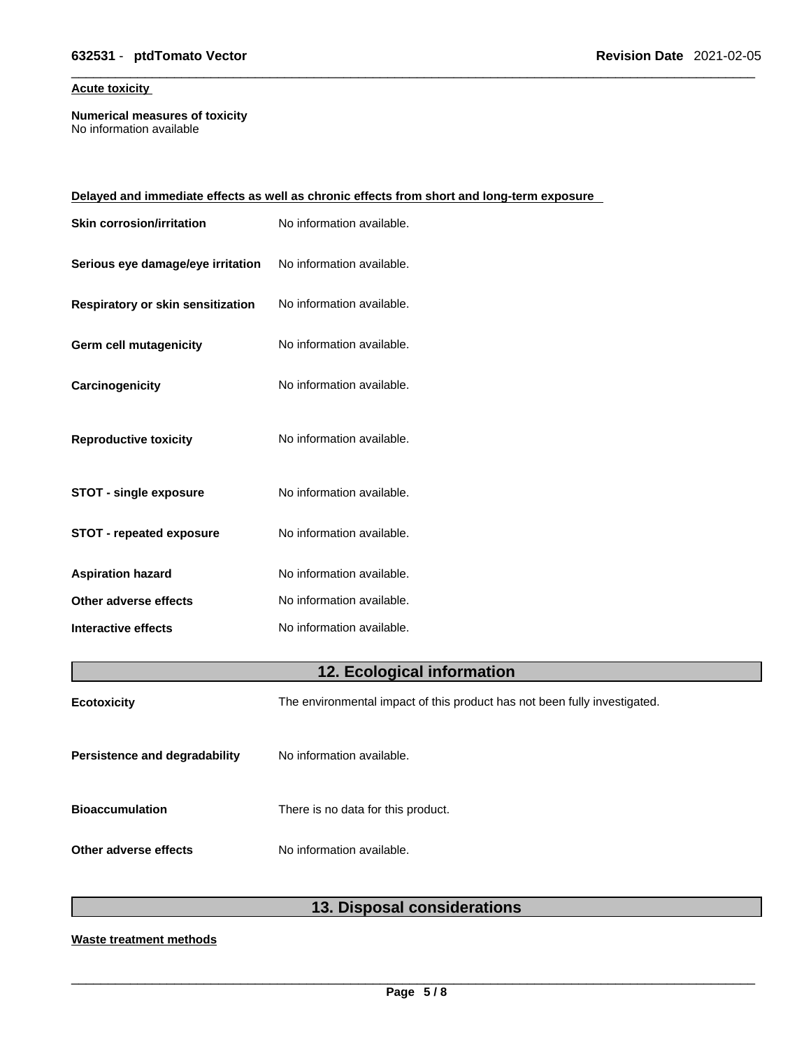**Acute toxicity**

**Numerical measures of toxicity**
No information available

**Delayed and immediate effects as well as chronic effects from short and long-term exposure**

| | |
|---|---|
| **Skin corrosion/irritation** | No information available. |
| **Serious eye damage/eye irritation** | No information available. |
| **Respiratory or skin sensitization** | No information available. |
| **Germ cell mutagenicity** | No information available. |
| **Carcinogenicity** | No information available. |
| **Reproductive toxicity** | No information available. |
| **STOT - single exposure** | No information available. |
| **STOT - repeated exposure** | No information available. |
| **Aspiration hazard** | No information available. |
| **Other adverse effects** | No information available. |
| **Interactive effects** | No information available. |

## 12. Ecological information

| | |
|---|---|
| **Ecotoxicity** | The environmental impact of this product has not been fully investigated. |
| **Persistence and degradability** | No information available. |
| **Bioaccumulation** | There is no data for this product. |
| **Other adverse effects** | No information available. |

## 13. Disposal considerations

**Waste treatment methods**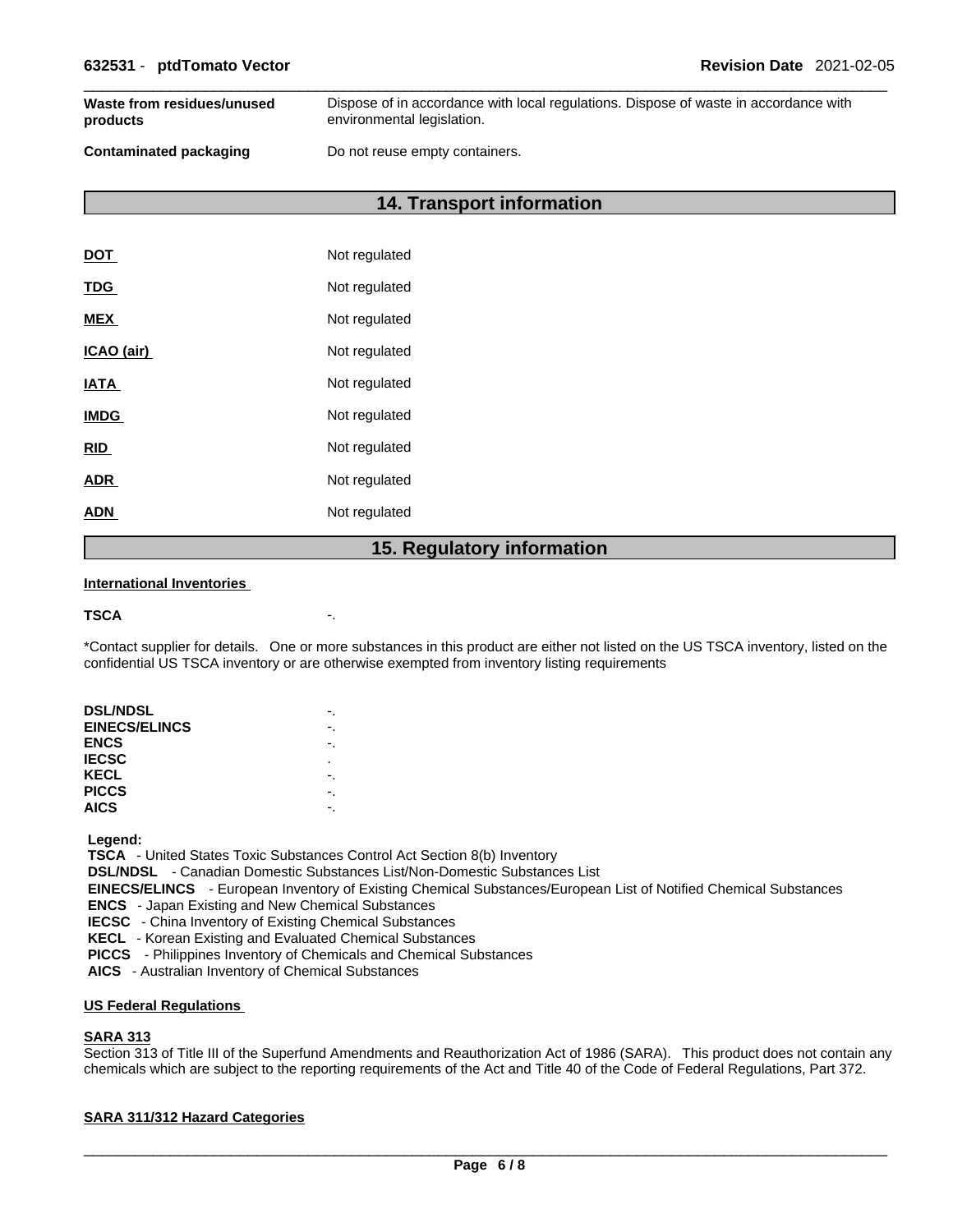| | |
|---|---|
| **Waste from residues/unused products** | Dispose of in accordance with local regulations. Dispose of waste in accordance with environmental legislation. |
| **Contaminated packaging** | Do not reuse empty containers. |

## 14. Transport information

| | |
|---|---|
| **DOT** | Not regulated |
| **TDG** | Not regulated |
| **MEX** | Not regulated |
| **ICAO (air)** | Not regulated |
| **IATA** | Not regulated |
| **IMDG** | Not regulated |
| **RID** | Not regulated |
| **ADR** | Not regulated |
| **ADN** | Not regulated |

## 15. Regulatory information

**International Inventories**

**TSCA** -.

*Contact supplier for details. One or more substances in this product are either not listed on the US TSCA inventory, listed on the confidential US TSCA inventory or are otherwise exempted from inventory listing requirements

| | |
|---|---|
| **DSL/NDSL** | -. |
| **EINECS/ELINCS** | -. |
| **ENCS** | -. |
| **IECSC** | . |
| **KECL** | -. |
| **PICCS** | -. |
| **AICS** | -. |

**Legend:**

**TSCA** - United States Toxic Substances Control Act Section 8(b) Inventory
**DSL/NDSL** - Canadian Domestic Substances List/Non-Domestic Substances List
**EINECS/ELINCS** - European Inventory of Existing Chemical Substances/European List of Notified Chemical Substances
**ENCS** - Japan Existing and New Chemical Substances
**IECSC** - China Inventory of Existing Chemical Substances
**KECL** - Korean Existing and Evaluated Chemical Substances
**PICCS** - Philippines Inventory of Chemicals and Chemical Substances
**AICS** - Australian Inventory of Chemical Substances

**US Federal Regulations**

**SARA 313**

Section 313 of Title III of the Superfund Amendments and Reauthorization Act of 1986 (SARA). This product does not contain any chemicals which are subject to the reporting requirements of the Act and Title 40 of the Code of Federal Regulations, Part 372.

**SARA 311/312 Hazard Categories**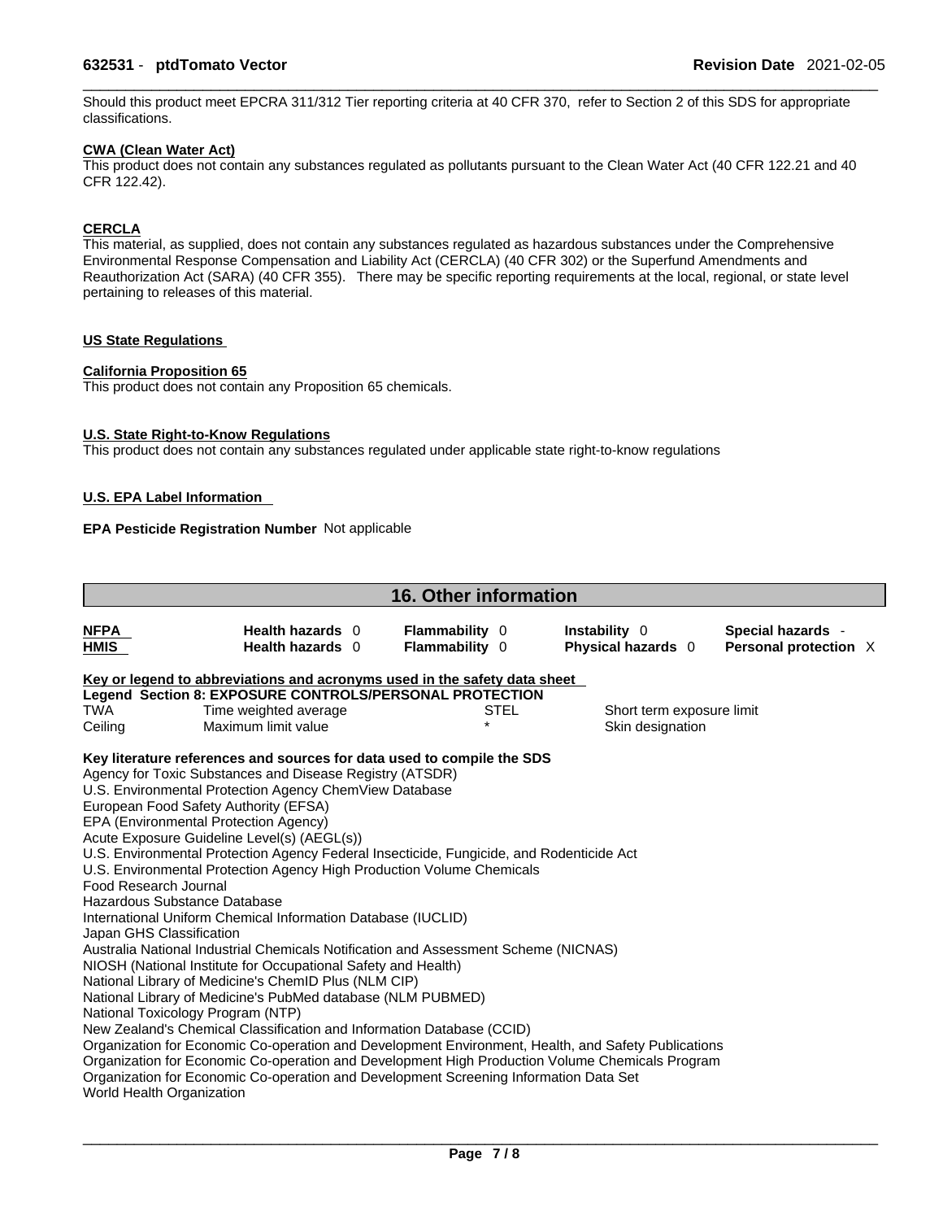Should this product meet EPCRA 311/312 Tier reporting criteria at 40 CFR 370, refer to Section 2 of this SDS for appropriate classifications.

**CWA (Clean Water Act)**
This product does not contain any substances regulated as pollutants pursuant to the Clean Water Act (40 CFR 122.21 and 40 CFR 122.42).

**CERCLA**
This material, as supplied, does not contain any substances regulated as hazardous substances under the Comprehensive Environmental Response Compensation and Liability Act (CERCLA) (40 CFR 302) or the Superfund Amendments and Reauthorization Act (SARA) (40 CFR 355). There may be specific reporting requirements at the local, regional, or state level pertaining to releases of this material.

**US State Regulations**

**California Proposition 65**
This product does not contain any Proposition 65 chemicals.

**U.S. State Right-to-Know Regulations**
This product does not contain any substances regulated under applicable state right-to-know regulations

**U.S. EPA Label Information**

**EPA Pesticide Registration Number** Not applicable

## 16. Other information

| | | | | |
|---|---|---|---|---|
| **NFPA** | **Health hazards** 0 | **Flammability** 0 | **Instability** 0 | **Special hazards** - |
| **HMIS** | **Health hazards** 0 | **Flammability** 0 | **Physical hazards** 0 | **Personal protection** X |

**Key or legend to abbreviations and acronyms used in the safety data sheet**
**Legend Section 8: EXPOSURE CONTROLS/PERSONAL PROTECTION**

| | | | |
|---|---|---|---|
| TWA | Time weighted average | STEL | Short term exposure limit |
| Ceiling | Maximum limit value | * | Skin designation |

**Key literature references and sources for data used to compile the SDS**
Agency for Toxic Substances and Disease Registry (ATSDR)
U.S. Environmental Protection Agency ChemView Database
European Food Safety Authority (EFSA)
EPA (Environmental Protection Agency)
Acute Exposure Guideline Level(s) (AEGL(s))
U.S. Environmental Protection Agency Federal Insecticide, Fungicide, and Rodenticide Act
U.S. Environmental Protection Agency High Production Volume Chemicals
Food Research Journal
Hazardous Substance Database
International Uniform Chemical Information Database (IUCLID)
Japan GHS Classification
Australia National Industrial Chemicals Notification and Assessment Scheme (NICNAS)
NIOSH (National Institute for Occupational Safety and Health)
National Library of Medicine's ChemID Plus (NLM CIP)
National Library of Medicine's PubMed database (NLM PUBMED)
National Toxicology Program (NTP)
New Zealand's Chemical Classification and Information Database (CCID)
Organization for Economic Co-operation and Development Environment, Health, and Safety Publications
Organization for Economic Co-operation and Development High Production Volume Chemicals Program
Organization for Economic Co-operation and Development Screening Information Data Set
World Health Organization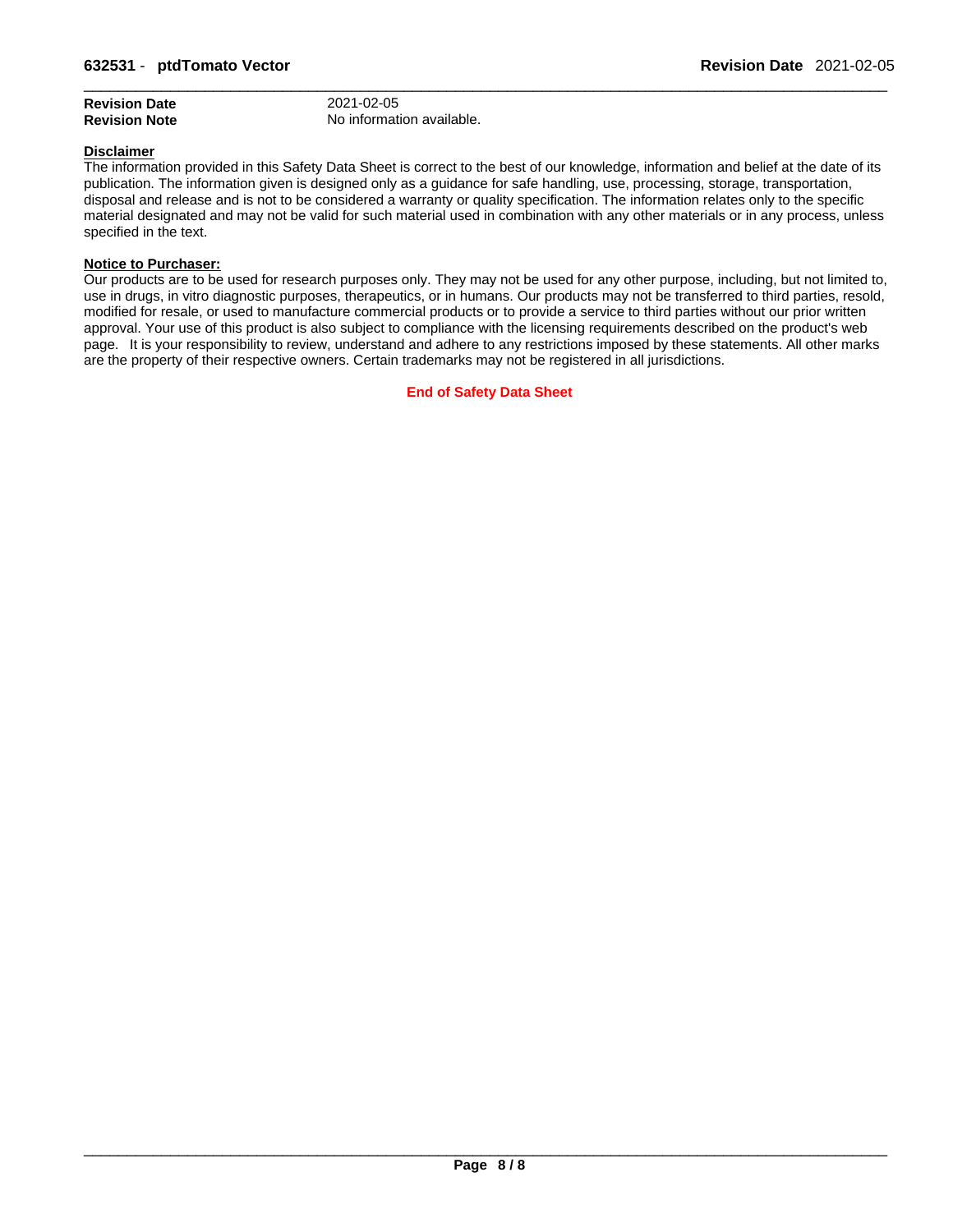| | |
|---|---|
| **Revision Date** | 2021-02-05 |
| **Revision Note** | No information available. |

**Disclaimer**

The information provided in this Safety Data Sheet is correct to the best of our knowledge, information and belief at the date of its publication. The information given is designed only as a guidance for safe handling, use, processing, storage, transportation, disposal and release and is not to be considered a warranty or quality specification. The information relates only to the specific material designated and may not be valid for such material used in combination with any other materials or in any process, unless specified in the text.

**Notice to Purchaser:**

Our products are to be used for research purposes only. They may not be used for any other purpose, including, but not limited to, use in drugs, in vitro diagnostic purposes, therapeutics, or in humans. Our products may not be transferred to third parties, resold, modified for resale, or used to manufacture commercial products or to provide a service to third parties without our prior written approval. Your use of this product is also subject to compliance with the licensing requirements described on the product's web page. It is your responsibility to review, understand and adhere to any restrictions imposed by these statements. All other marks are the property of their respective owners. Certain trademarks may not be registered in all jurisdictions.

**End of Safety Data Sheet**